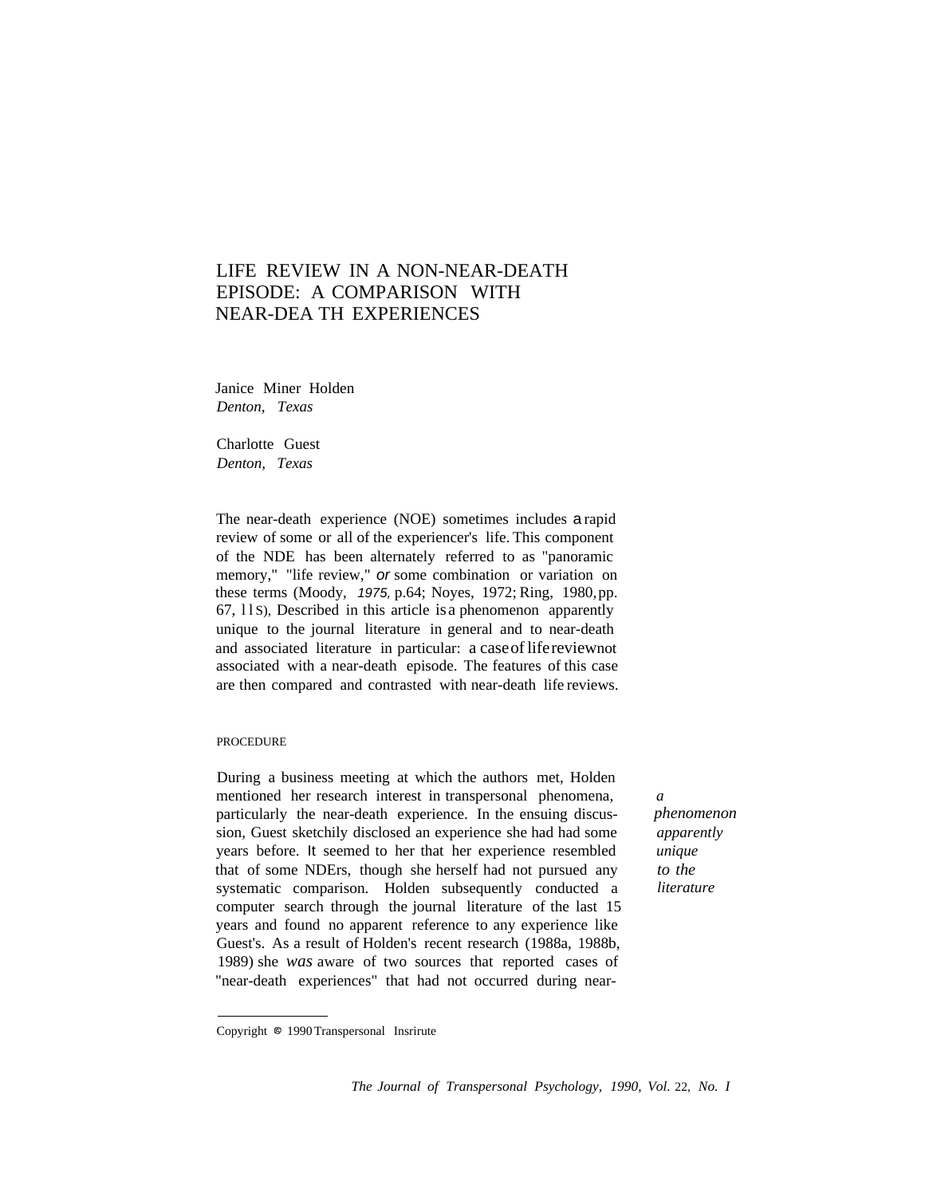# LIFE REVIEW IN A NON-NEAR-DEATH EPISODE: A COMPARISON WITH NEAR-DEATH EXPERIENCES

Janice Miner Holden
*Denton, Texas*

Charlotte Guest
*Denton, Texas*

The near-death experience (NOE) sometimes includes a rapid review of some or all of the experiencer's life. This component of the NDE has been alternately referred to as "panoramic memory," "life review," or some combination or variation on these terms (Moody, 1975, p.64; Noyes, 1972; Ring, 1980, pp. 67, 11S), Described in this article is a phenomenon apparently unique to the journal literature in general and to near-death and associated literature in particular: a case of life review not associated with a near-death episode. The features of this case are then compared and contrasted with near-death life reviews.

## PROCEDURE

During a business meeting at which the authors met, Holden mentioned her research interest in transpersonal phenomena, particularly the near-death experience. In the ensuing discussion, Guest sketchily disclosed an experience she had had some years before. It seemed to her that her experience resembled that of some NDErs, though she herself had not pursued any systematic comparison. Holden subsequently conducted a computer search through the journal literature of the last 15 years and found no apparent reference to any experience like Guest's. As a result of Holden's recent research (1988a, 1988b, 1989) she *was* aware of two sources that reported cases of "near-death experiences" that had not occurred during near-

*a phenomenon apparently unique to the literature*

Copyright © 1990 Transpersonal Insrirute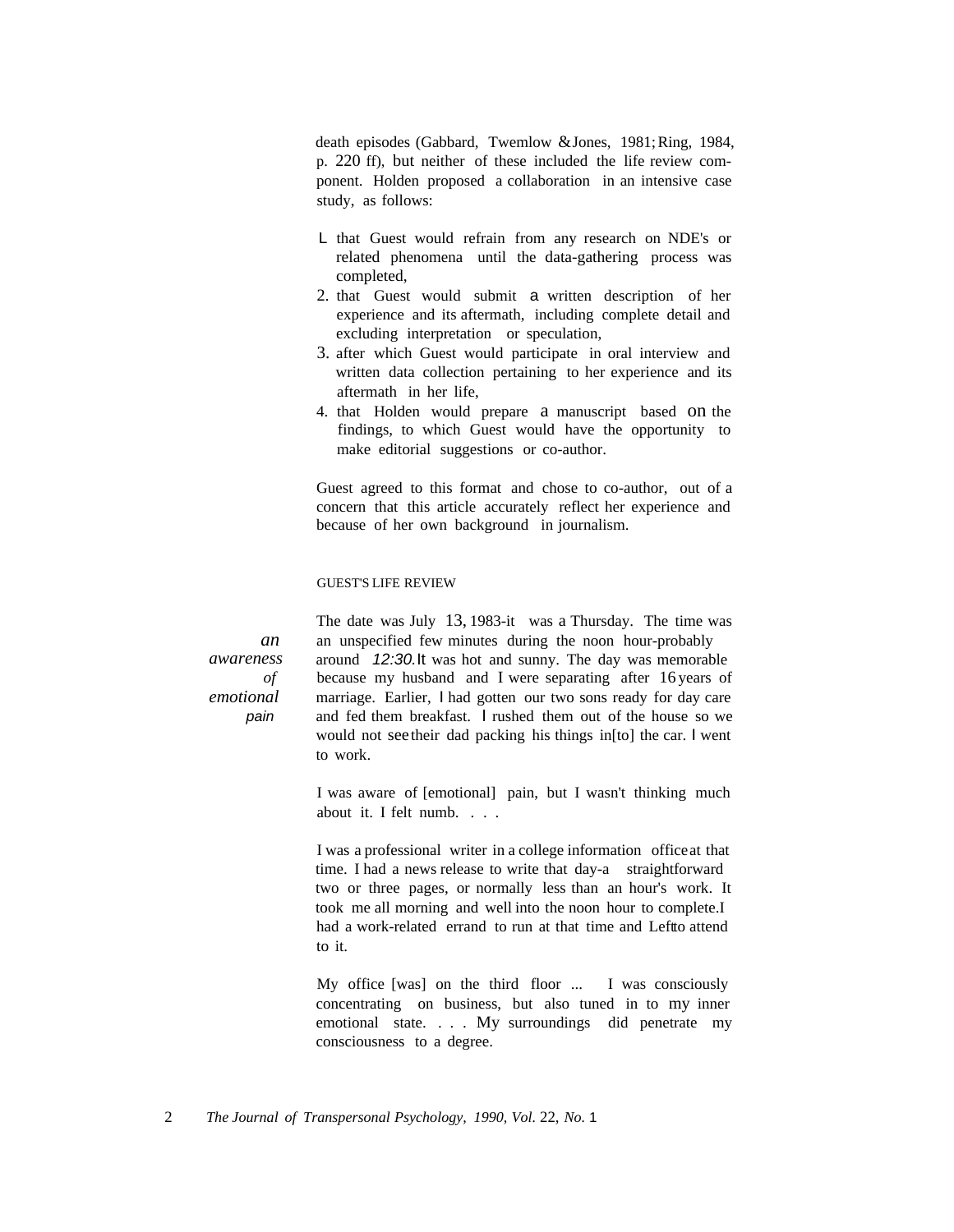death episodes (Gabbard, Twemlow & Jones, 1981; Ring, 1984, p. 220 ff), but neither of these included the life review component. Holden proposed a collaboration in an intensive case study, as follows:

1. that Guest would refrain from any research on NDE's or related phenomena until the data-gathering process was completed,
2. that Guest would submit a written description of her experience and its aftermath, including complete detail and excluding interpretation or speculation,
3. after which Guest would participate in oral interview and written data collection pertaining to her experience and its aftermath in her life,
4. that Holden would prepare a manuscript based on the findings, to which Guest would have the opportunity to make editorial suggestions or co-author.

Guest agreed to this format and chose to co-author, out of a concern that this article accurately reflect her experience and because of her own background in journalism.

## GUEST'S LIFE REVIEW

*an awareness of emotional pain*

The date was July 13, 1983-it was a Thursday. The time was an unspecified few minutes during the noon hour-probably around *12:30.* It was hot and sunny. The day was memorable because my husband and I were separating after 16 years of marriage. Earlier, I had gotten our two sons ready for day care and fed them breakfast. I rushed them out of the house so we would not see their dad packing his things in[to] the car. I went to work.

I was aware of [emotional] pain, but I wasn't thinking much about it. I felt numb. . . .

I was a professional writer in a college information office at that time. I had a news release to write that day-a straightforward two or three pages, or normally less than an hour's work. It took me all morning and well into the noon hour to complete. I had a work-related errand to run at that time and Left to attend to it.

My office [was] on the third floor ... I was consciously concentrating on business, but also tuned in to my inner emotional state. . . . My surroundings did penetrate my consciousness to a degree.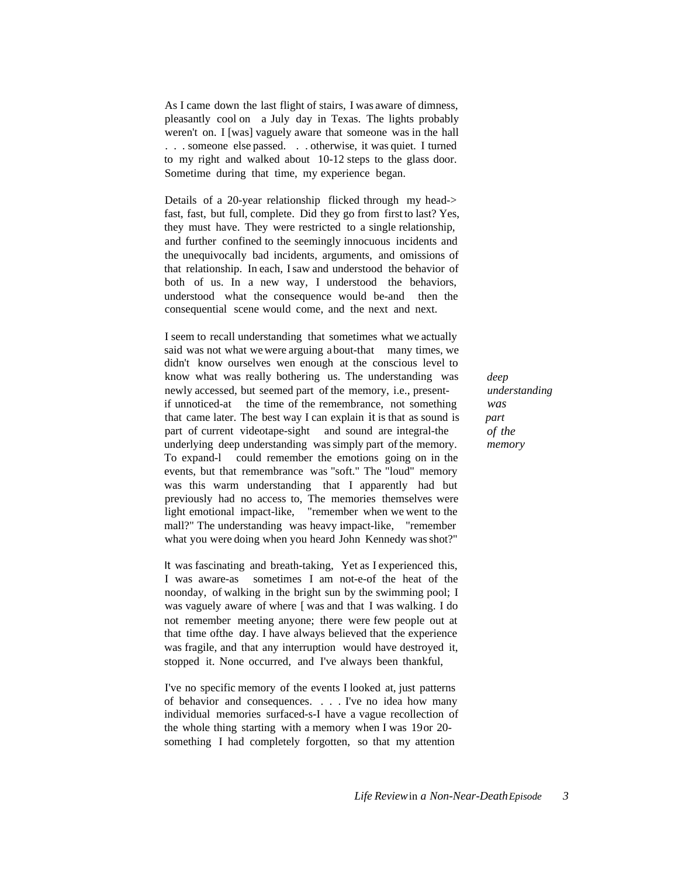As I came down the last flight of stairs, I was aware of dimness, pleasantly cool on a July day in Texas. The lights probably weren't on. I [was] vaguely aware that someone was in the hall . . . someone else passed. . . otherwise, it was quiet. I turned to my right and walked about 10-12 steps to the glass door. Sometime during that time, my experience began.

Details of a 20-year relationship flicked through my head-> fast, fast, but full, complete. Did they go from first to last? Yes, they must have. They were restricted to a single relationship, and further confined to the seemingly innocuous incidents and the unequivocally bad incidents, arguments, and omissions of that relationship. In each, I saw and understood the behavior of both of us. In a new way, I understood the behaviors, understood what the consequence would be-and then the consequential scene would come, and the next and next.

I seem to recall understanding that sometimes what we actually said was not what we were arguing about-that many times, we didn't know ourselves wen enough at the conscious level to know what was really bothering us. The understanding was newly accessed, but seemed part of the memory, i.e., present-if unnoticed-at the time of the remembrance, not something that came later. The best way I can explain it is that as sound is part of current videotape-sight and sound are integral-the underlying deep understanding was simply part of the memory. To expand-l could remember the emotions going on in the events, but that remembrance was "soft." The "loud" memory was this warm understanding that I apparently had but previously had no access to, The memories themselves were light emotional impact-like, "remember when we went to the mall?" The understanding was heavy impact-like, "remember what you were doing when you heard John Kennedy was shot?"

*deep understanding was part of the memory*

It was fascinating and breath-taking, Yet as I experienced this, I was aware-as sometimes I am not-e-of the heat of the noonday, of walking in the bright sun by the swimming pool; I was vaguely aware of where [ was and that I was walking. I do not remember meeting anyone; there were few people out at that time ofthe day. I have always believed that the experience was fragile, and that any interruption would have destroyed it, stopped it. None occurred, and I've always been thankful,

I've no specific memory of the events I looked at, just patterns of behavior and consequences. . . . I've no idea how many individual memories surfaced-s-I have a vague recollection of the whole thing starting with a memory when I was 19 or 20-something I had completely forgotten, so that my attention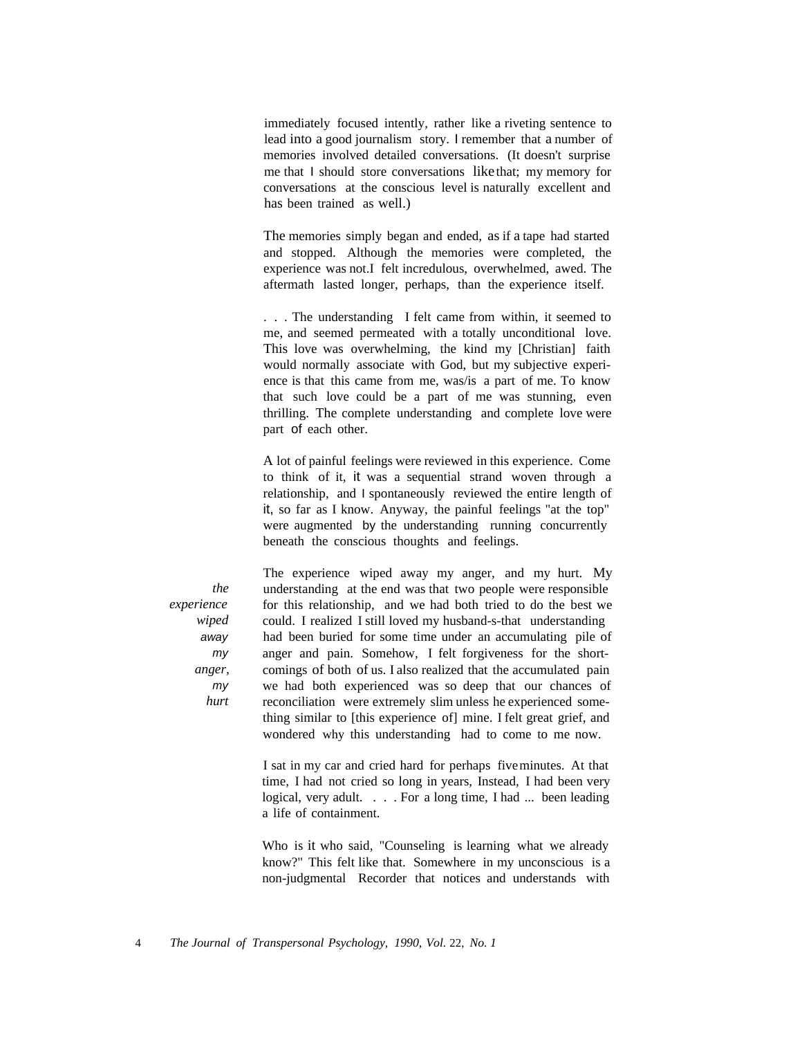immediately focused intently, rather like a riveting sentence to lead into a good journalism story. I remember that a number of memories involved detailed conversations. (It doesn't surprise me that I should store conversations like that; my memory for conversations at the conscious level is naturally excellent and has been trained as well.)

The memories simply began and ended, as if a tape had started and stopped. Although the memories were completed, the experience was not. I felt incredulous, overwhelmed, awed. The aftermath lasted longer, perhaps, than the experience itself.

. . . The understanding I felt came from within, it seemed to me, and seemed permeated with a totally unconditional love. This love was overwhelming, the kind my [Christian] faith would normally associate with God, but my subjective experience is that this came from me, was/is a part of me. To know that such love could be a part of me was stunning, even thrilling. The complete understanding and complete love were part of each other.

A lot of painful feelings were reviewed in this experience. Come to think of it, it was a sequential strand woven through a relationship, and I spontaneously reviewed the entire length of it, so far as I know. Anyway, the painful feelings "at the top" were augmented by the understanding running concurrently beneath the conscious thoughts and feelings.

*the experience wiped away my anger, my hurt*

The experience wiped away my anger, and my hurt. My understanding at the end was that two people were responsible for this relationship, and we had both tried to do the best we could. I realized I still loved my husband-s-that understanding had been buried for some time under an accumulating pile of anger and pain. Somehow, I felt forgiveness for the shortcomings of both of us. I also realized that the accumulated pain we had both experienced was so deep that our chances of reconciliation were extremely slim unless he experienced something similar to [this experience of] mine. I felt great grief, and wondered why this understanding had to come to me now.

I sat in my car and cried hard for perhaps five minutes. At that time, I had not cried so long in years, Instead, I had been very logical, very adult. . . . For a long time, I had ... been leading a life of containment.

Who is it who said, "Counseling is learning what we already know?" This felt like that. Somewhere in my unconscious is a non-judgmental Recorder that notices and understands with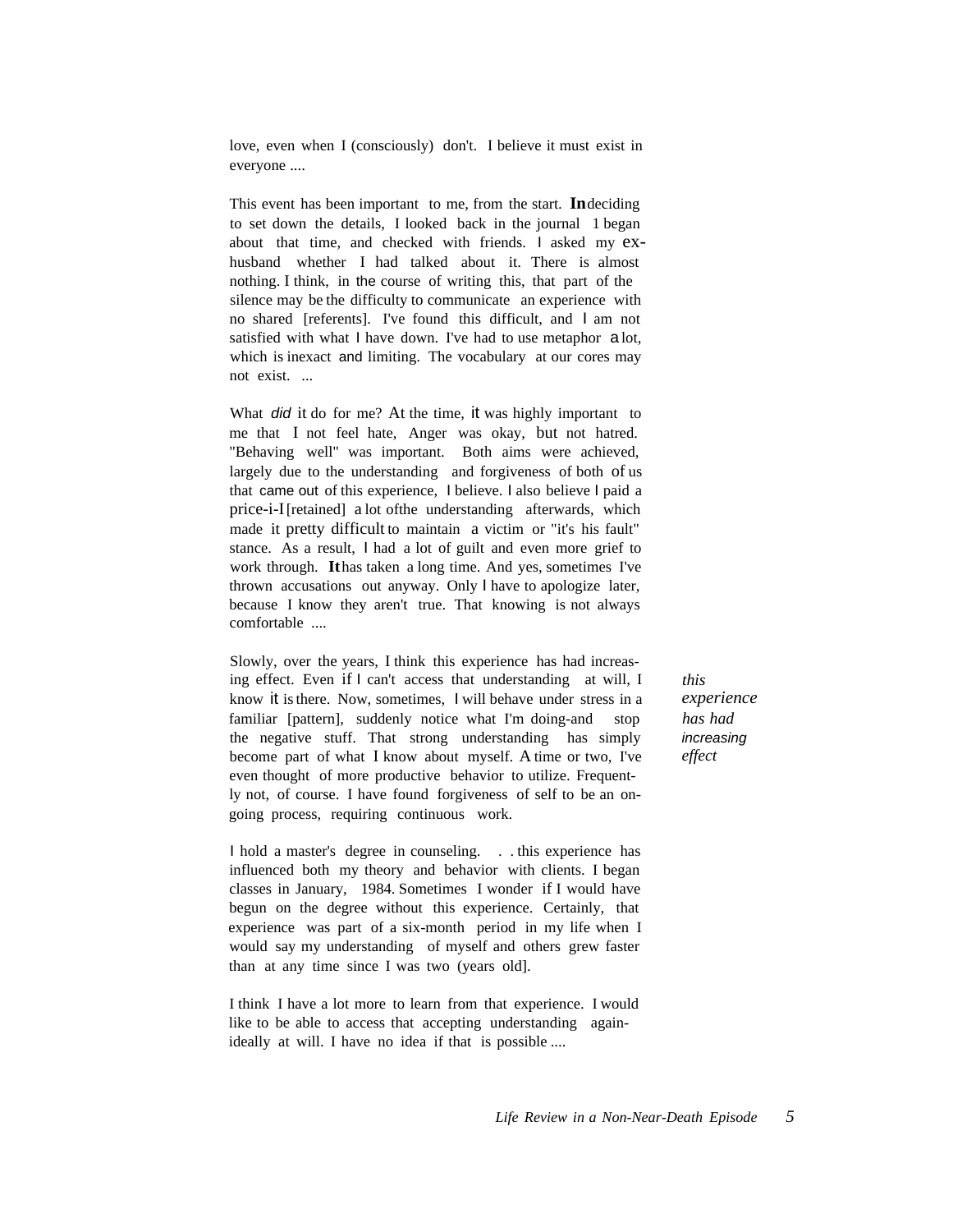love, even when I (consciously) don't. I believe it must exist in everyone ....

This event has been important to me, from the start. In deciding to set down the details, I looked back in the journal 1 began about that time, and checked with friends. I asked my ex-husband whether I had talked about it. There is almost nothing. I think, in the course of writing this, that part of the silence may be the difficulty to communicate an experience with no shared [referents]. I've found this difficult, and I am not satisfied with what I have down. I've had to use metaphor a lot, which is inexact and limiting. The vocabulary at our cores may not exist. ...

What *did* it do for me? At the time, it was highly important to me that I not feel hate, Anger was okay, but not hatred. "Behaving well" was important. Both aims were achieved, largely due to the understanding and forgiveness of both of us that came out of this experience, I believe. I also believe I paid a price-i-I [retained] a lot ofthe understanding afterwards, which made it pretty difficult to maintain a victim or "it's his fault" stance. As a result, I had a lot of guilt and even more grief to work through. It has taken a long time. And yes, sometimes I've thrown accusations out anyway. Only I have to apologize later, because I know they aren't true. That knowing is not always comfortable ....

Slowly, over the years, I think this experience has had increasing effect. Even if I can't access that understanding at will, I know it is there. Now, sometimes, I will behave under stress in a familiar [pattern], suddenly notice what I'm doing-and stop the negative stuff. That strong understanding has simply become part of what I know about myself. A time or two, I've even thought of more productive behavior to utilize. Frequently not, of course. I have found forgiveness of self to be an ongoing process, requiring continuous work.

*this experience has had increasing effect*

I hold a master's degree in counseling. . . this experience has influenced both my theory and behavior with clients. I began classes in January, 1984. Sometimes I wonder if I would have begun on the degree without this experience. Certainly, that experience was part of a six-month period in my life when I would say my understanding of myself and others grew faster than at any time since I was two (years old].

I think I have a lot more to learn from that experience. I would like to be able to access that accepting understanding again-ideally at will. I have no idea if that is possible ....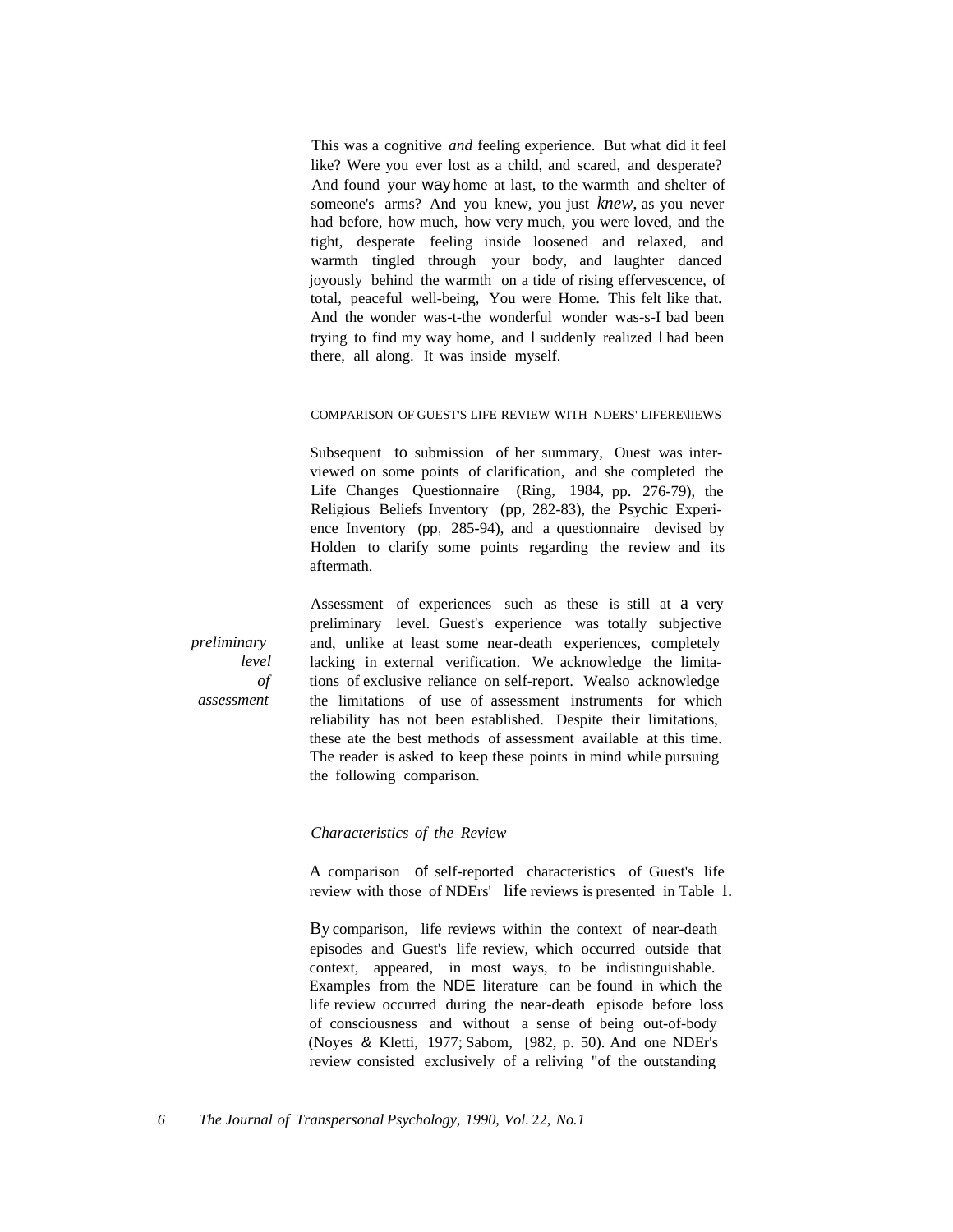This was a cognitive *and* feeling experience. But what did it feel like? Were you ever lost as a child, and scared, and desperate? And found your way home at last, to the warmth and shelter of someone's arms? And you knew, you just *knew*, as you never had before, how much, how very much, you were loved, and the tight, desperate feeling inside loosened and relaxed, and warmth tingled through your body, and laughter danced joyously behind the warmth on a tide of rising effervescence, of total, peaceful well-being, You were Home. This felt like that. And the wonder was-t-the wonderful wonder was-s-I bad been trying to find my way home, and I suddenly realized I had been there, all along. It was inside myself.

## COMPARISON OF GUEST'S LIFE REVIEW WITH NDERS' LIFERE\IIEWS

Subsequent to submission of her summary, Ouest was interviewed on some points of clarification, and she completed the Life Changes Questionnaire (Ring, 1984, pp. 276-79), the Religious Beliefs Inventory (pp, 282-83), the Psychic Experience Inventory (pp, 285-94), and a questionnaire devised by Holden to clarify some points regarding the review and its aftermath.

*preliminary level of assessment*

Assessment of experiences such as these is still at a very preliminary level. Guest's experience was totally subjective and, unlike at least some near-death experiences, completely lacking in external verification. We acknowledge the limitations of exclusive reliance on self-report. Wealso acknowledge the limitations of use of assessment instruments for which reliability has not been established. Despite their limitations, these ate the best methods of assessment available at this time. The reader is asked to keep these points in mind while pursuing the following comparison.

### *Characteristics of the Review*

A comparison of self-reported characteristics of Guest's life review with those of NDErs' life reviews is presented in Table I.

By comparison, life reviews within the context of near-death episodes and Guest's life review, which occurred outside that context, appeared, in most ways, to be indistinguishable. Examples from the NDE literature can be found in which the life review occurred during the near-death episode before loss of consciousness and without a sense of being out-of-body (Noyes & Kletti, 1977; Sabom, [982, p. 50). And one NDEr's review consisted exclusively of a reliving "of the outstanding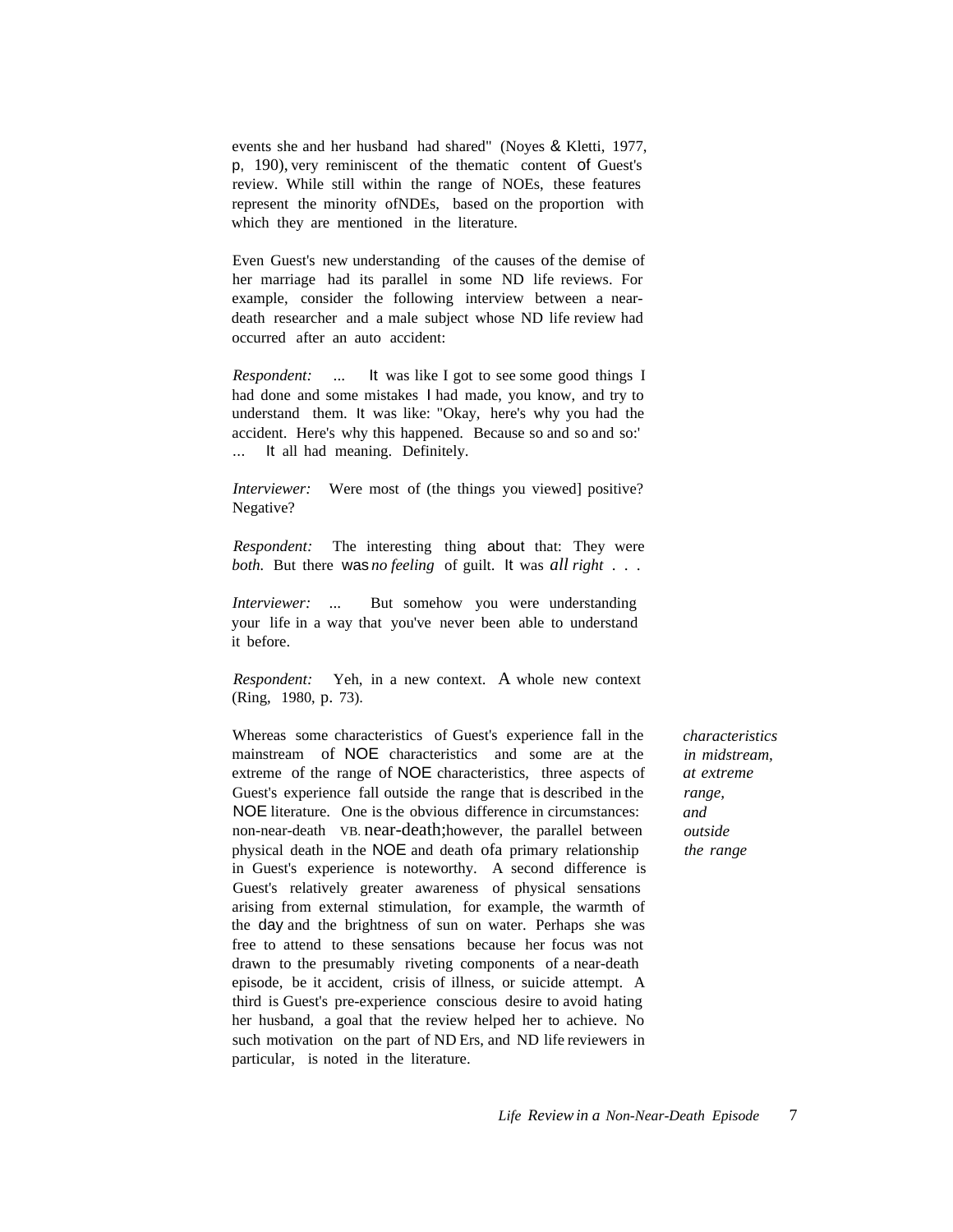events she and her husband had shared" (Noyes & Kletti, 1977, p, 190), very reminiscent of the thematic content of Guest's review. While still within the range of NOEs, these features represent the minority ofNDEs, based on the proportion with which they are mentioned in the literature.

Even Guest's new understanding of the causes of the demise of her marriage had its parallel in some ND life reviews. For example, consider the following interview between a near-death researcher and a male subject whose ND life review had occurred after an auto accident:

*Respondent:* ... It was like I got to see some good things I had done and some mistakes I had made, you know, and try to understand them. It was like: "Okay, here's why you had the accident. Here's why this happened. Because so and so and so:' ... It all had meaning. Definitely.

*Interviewer:* Were most of (the things you viewed] positive? Negative?

*Respondent:* The interesting thing about that: They were *both.* But there was *no feeling* of guilt. It was *all right* . . .

*Interviewer:* ... But somehow you were understanding your life in a way that you've never been able to understand it before.

*Respondent:* Yeh, in a new context. A whole new context (Ring, 1980, p. 73).

*characteristics in midstream, at extreme range, and outside the range*

Whereas some characteristics of Guest's experience fall in the mainstream of NOE characteristics and some are at the extreme of the range of NOE characteristics, three aspects of Guest's experience fall outside the range that is described in the NOE literature. One is the obvious difference in circumstances: non-near-death VB. near-death;however, the parallel between physical death in the NOE and death ofa primary relationship in Guest's experience is noteworthy. A second difference is Guest's relatively greater awareness of physical sensations arising from external stimulation, for example, the warmth of the day and the brightness of sun on water. Perhaps she was free to attend to these sensations because her focus was not drawn to the presumably riveting components of a near-death episode, be it accident, crisis of illness, or suicide attempt. A third is Guest's pre-experience conscious desire to avoid hating her husband, a goal that the review helped her to achieve. No such motivation on the part of ND Ers, and ND life reviewers in particular, is noted in the literature.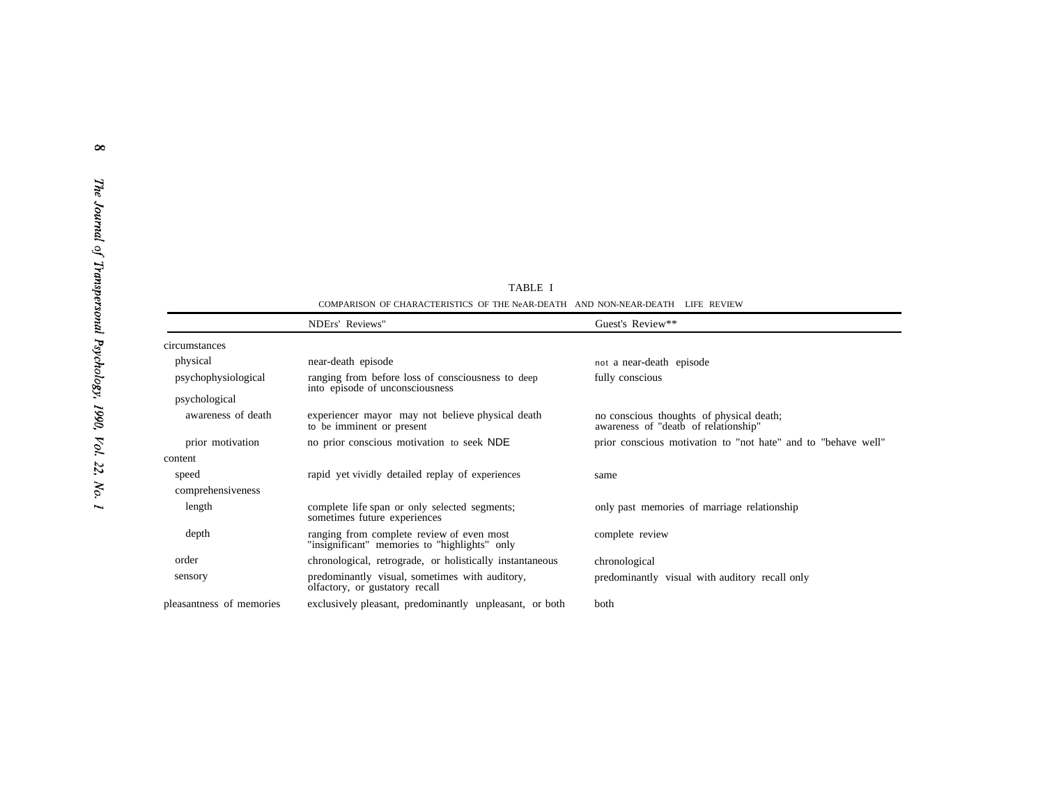TABLE I

COMPARISON OF CHARACTERISTICS OF THE NEAR-DEATH AND NON-NEAR-DEATH LIFE REVIEW

| | NDErs' Reviews" | Guest's Review** |
|---|---|---|
| circumstances | | |
| physical | near-death episode | not a near-death episode |
| psychophysiological | ranging from before loss of consciousness to deep into episode of unconsciousness | fully conscious |
| psychological | | |
| awareness of death | experiencer mayor may not believe physical death to be imminent or present | no conscious thoughts of physical death; awareness of "deatb of relationship" |
| prior motivation | no prior conscious motivation to seek NDE | prior conscious motivation to "not hate" and to "behave well" |
| content | | |
| speed | rapid yet vividly detailed replay of experiences | same |
| comprehensiveness | | |
| length | complete life span or only selected segments; sometimes future experiences | only past memories of marriage relationship |
| depth | ranging from complete review of even most "insignificant" memories to "highlights" only | complete review |
| order | chronological, retrograde, or holistically instantaneous | chronological |
| sensory | predominantly visual, sometimes with auditory, olfactory, or gustatory recall | predominantly visual with auditory recall only |
| pleasantness of memories | exclusively pleasant, predominantly unpleasant, or both | both |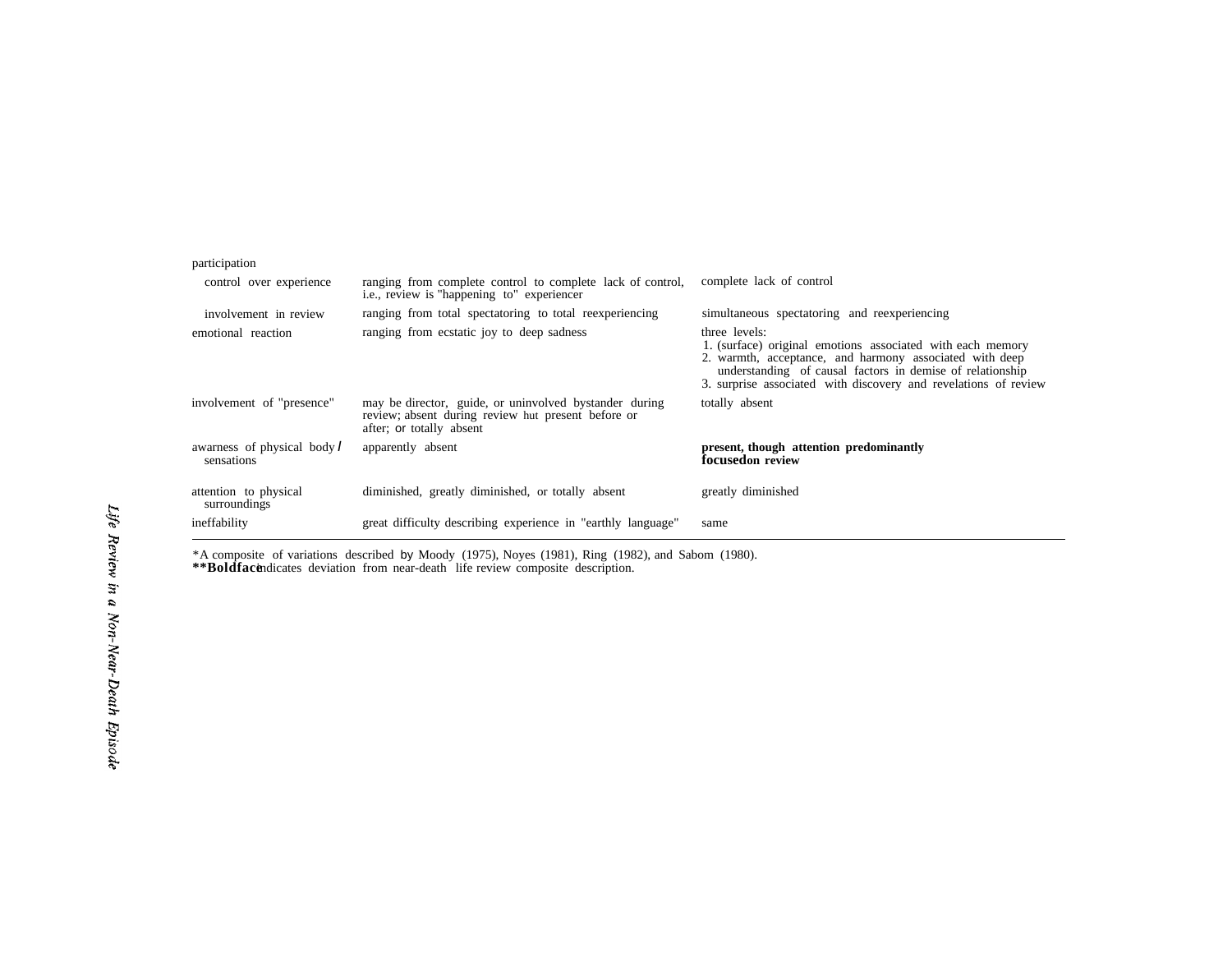| | | |
|---|---|---|
| participation | | |
| control over experience | ranging from complete control to complete lack of control, i.e., review is "happening to" experiencer | complete lack of control |
| involvement in review | ranging from total spectatoring to total reexperiencing | simultaneous spectatoring and reexperiencing |
| emotional reaction | ranging from ecstatic joy to deep sadness | three levels: 1. (surface) original emotions associated with each memory 2. warmth, acceptance, and harmony associated with deep understanding of causal factors in demise of relationship 3. surprise associated with discovery and revelations of review |
| involvement of "presence" | may be director, guide, or uninvolved bystander during review; absent during review hut present before or after; or totally absent | totally absent |
| awarness of physical body / sensations | apparently absent | **present, though attention predominantly focused on review** |
| attention to physical surroundings | diminished, greatly diminished, or totally absent | greatly diminished |
| ineffability | great difficulty describing experience in "earthly language" | same |

*A composite of variations described by Moody (1975), Noyes (1981), Ring (1982), and Sabom (1980).
**Boldface indicates deviation from near-death life review composite description.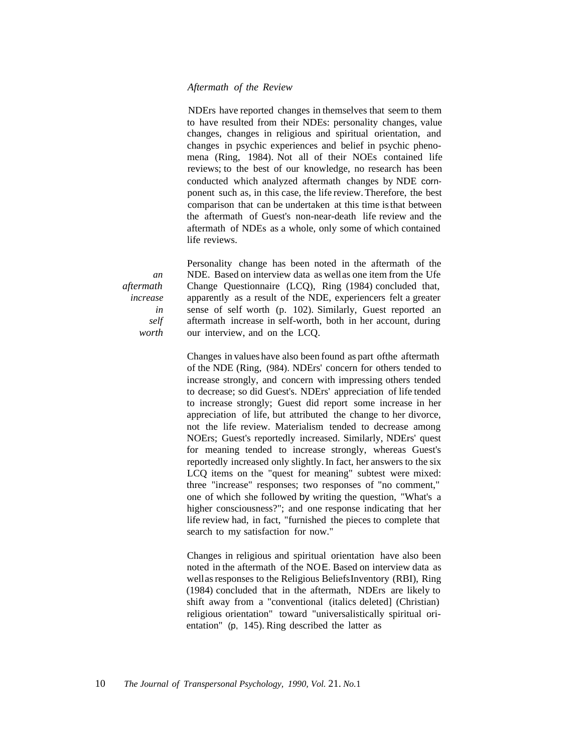*Aftermath of the Review*

NDErs have reported changes in themselves that seem to them to have resulted from their NDEs: personality changes, value changes, changes in religious and spiritual orientation, and changes in psychic experiences and belief in psychic phenomena (Ring, 1984). Not all of their NOEs contained life reviews; to the best of our knowledge, no research has been conducted which analyzed aftermath changes by NDE cornponent such as, in this case, the life review. Therefore, the best comparison that can be undertaken at this time is that between the aftermath of Guest's non-near-death life review and the aftermath of NDEs as a whole, only some of which contained life reviews.

*an aftermath increase in self worth*

Personality change has been noted in the aftermath of the NDE. Based on interview data as well as one item from the Ufe Change Questionnaire (LCQ), Ring (1984) concluded that, apparently as a result of the NDE, experiencers felt a greater sense of self worth (p. 102). Similarly, Guest reported an aftermath increase in self-worth, both in her account, during our interview, and on the LCQ.

Changes in values have also been found as part ofthe aftermath of the NDE (Ring, (984). NDErs' concern for others tended to increase strongly, and concern with impressing others tended to decrease; so did Guest's. NDErs' appreciation of life tended to increase strongly; Guest did report some increase in her appreciation of life, but attributed the change to her divorce, not the life review. Materialism tended to decrease among NOErs; Guest's reportedly increased. Similarly, NDErs' quest for meaning tended to increase strongly, whereas Guest's reportedly increased only slightly. In fact, her answers to the six LCQ items on the "quest for meaning" subtest were mixed: three "increase" responses; two responses of "no comment," one of which she followed by writing the question, "What's a higher consciousness?"; and one response indicating that her life review had, in fact, "furnished the pieces to complete that search to my satisfaction for now."

Changes in religious and spiritual orientation have also been noted in the aftermath of the NOE. Based on interview data as well as responses to the Religious Beliefs Inventory (RBI), Ring (1984) concluded that in the aftermath, NDErs are likely to shift away from a "conventional (italics deleted] (Christian) religious orientation" toward "universalistically spiritual orientation" (p, 145). Ring described the latter as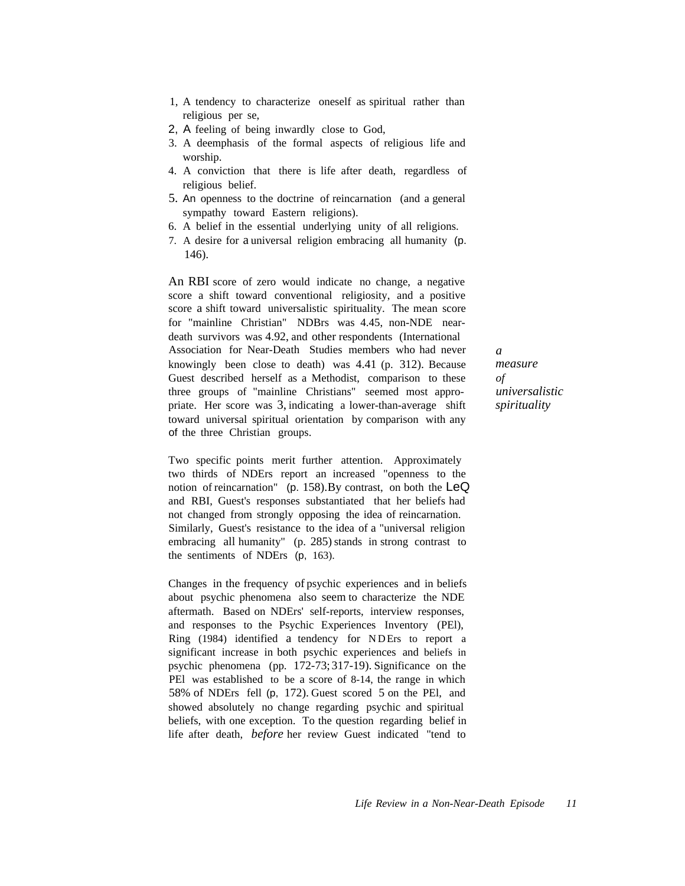1. A tendency to characterize oneself as spiritual rather than religious per se,
2. A feeling of being inwardly close to God,
3. A deemphasis of the formal aspects of religious life and worship.
4. A conviction that there is life after death, regardless of religious belief.
5. An openness to the doctrine of reincarnation (and a general sympathy toward Eastern religions).
6. A belief in the essential underlying unity of all religions.
7. A desire for a universal religion embracing all humanity (p. 146).

An RBI score of zero would indicate no change, a negative score a shift toward conventional religiosity, and a positive score a shift toward universalistic spirituality. The mean score for "mainline Christian" NDBrs was 4.45, non-NDE near-death survivors was 4.92, and other respondents (International Association for Near-Death Studies members who had never knowingly been close to death) was 4.41 (p. 312). Because Guest described herself as a Methodist, comparison to these three groups of "mainline Christians" seemed most appropriate. Her score was 3, indicating a lower-than-average shift toward universal spiritual orientation by comparison with any of the three Christian groups.

*a measure of universalistic spirituality*

Two specific points merit further attention. Approximately two thirds of NDErs report an increased "openness to the notion of reincarnation" (p. 158). By contrast, on both the LeQ and RBI, Guest's responses substantiated that her beliefs had not changed from strongly opposing the idea of reincarnation. Similarly, Guest's resistance to the idea of a "universal religion embracing all humanity" (p. 285) stands in strong contrast to the sentiments of NDErs (p, 163).

Changes in the frequency of psychic experiences and in beliefs about psychic phenomena also seem to characterize the NDE aftermath. Based on NDErs' self-reports, interview responses, and responses to the Psychic Experiences Inventory (PEl), Ring (1984) identified a tendency for NDErs to report a significant increase in both psychic experiences and beliefs in psychic phenomena (pp. 172-73; 317-19). Significance on the PEl was established to be a score of 8-14, the range in which 58% of NDErs fell (p, 172). Guest scored 5 on the PEl, and showed absolutely no change regarding psychic and spiritual beliefs, with one exception. To the question regarding belief in life after death, *before* her review Guest indicated "tend to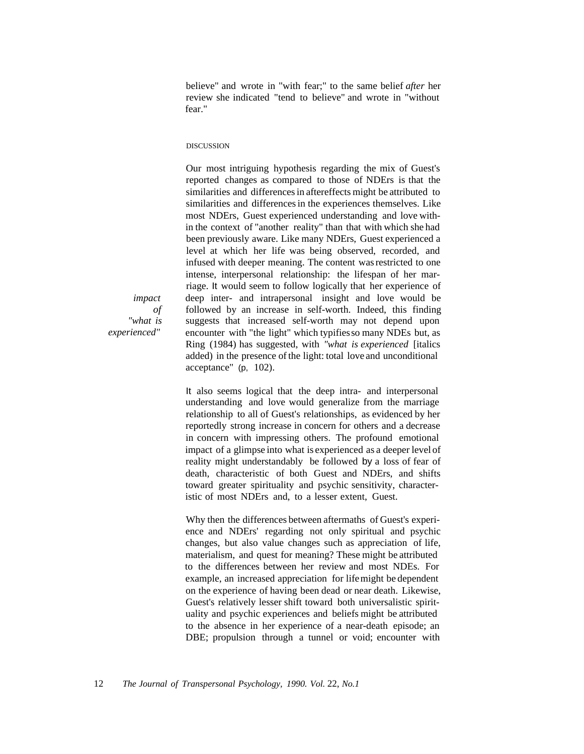believe" and wrote in "with fear;" to the same belief *after* her review she indicated "tend to believe" and wrote in "without fear."

## DISCUSSION

*impact of "what is experienced"*

Our most intriguing hypothesis regarding the mix of Guest's reported changes as compared to those of NDErs is that the similarities and differences in aftereffects might be attributed to similarities and differences in the experiences themselves. Like most NDErs, Guest experienced understanding and love within the context of "another reality" than that with which she had been previously aware. Like many NDErs, Guest experienced a level at which her life was being observed, recorded, and infused with deeper meaning. The content was restricted to one intense, interpersonal relationship: the lifespan of her marriage. It would seem to follow logically that her experience of deep inter- and intrapersonal insight and love would be followed by an increase in self-worth. Indeed, this finding suggests that increased self-worth may not depend upon encounter with "the light" which typifies so many NDEs but, as Ring (1984) has suggested, with *"what is experienced* [italics added) in the presence of the light: total love and unconditional acceptance" (p, 102).

It also seems logical that the deep intra- and interpersonal understanding and love would generalize from the marriage relationship to all of Guest's relationships, as evidenced by her reportedly strong increase in concern for others and a decrease in concern with impressing others. The profound emotional impact of a glimpse into what is experienced as a deeper level of reality might understandably be followed by a loss of fear of death, characteristic of both Guest and NDErs, and shifts toward greater spirituality and psychic sensitivity, characteristic of most NDErs and, to a lesser extent, Guest.

Why then the differences between aftermaths of Guest's experience and NDErs' regarding not only spiritual and psychic changes, but also value changes such as appreciation of life, materialism, and quest for meaning? These might be attributed to the differences between her review and most NDEs. For example, an increased appreciation for life might be dependent on the experience of having been dead or near death. Likewise, Guest's relatively lesser shift toward both universalistic spirituality and psychic experiences and beliefs might be attributed to the absence in her experience of a near-death episode; an OBE; propulsion through a tunnel or void; encounter with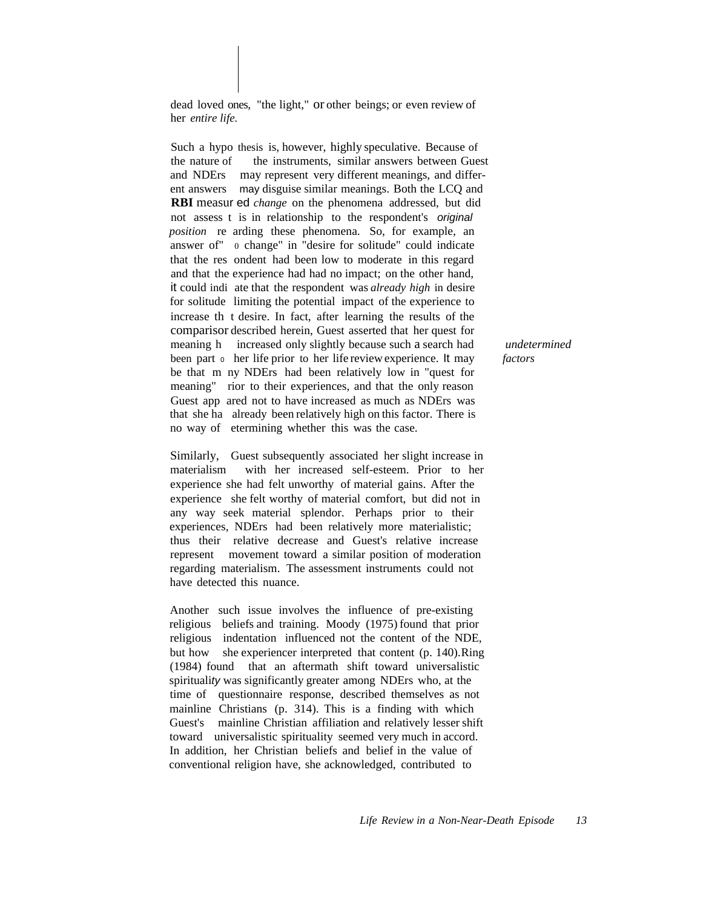dead loved ones, "the light," or other beings; or even review of her *entire life.*

Such a hypothesis is, however, highly speculative. Because of the nature of the instruments, similar answers between Guest and NDErs may represent very different meanings, and different answers may disguise similar meanings. Both the LCQ and **RBI** measured *change* on the phenomena addressed, but did not assess this in relationship to the respondent's *original position* regarding these phenomena. So, for example, an answer of "no change" in "desire for solitude" could indicate that the respondent had been low to moderate in this regard and that the experience had had no impact; on the other hand, it could indicate that the respondent was *already high* in desire for solitude limiting the potential impact of the experience to increase that desire. In fact, after learning the results of the comparison described herein, Guest asserted that her quest for meaning had increased only slightly because such a search had been part of her life prior to her life review experience. It may be that many NDErs had been relatively low in "quest for meaning" prior to their experiences, and that the only reason Guest appeared not to have increased as much as NDErs was that she had already been relatively high on this factor. There is no way of determining whether this was the case.

*undetermined factors*

Similarly, Guest subsequently associated her slight increase in materialism with her increased self-esteem. Prior to her experience she had felt unworthy of material gains. After the experience she felt worthy of material comfort, but did not in any way seek material splendor. Perhaps prior to their experiences, NDErs had been relatively more materialistic; thus their relative decrease and Guest's relative increase represent movement toward a similar position of moderation regarding materialism. The assessment instruments could not have detected this nuance.

Another such issue involves the influence of pre-existing religious beliefs and training. Moody (1975) found that prior religious indentation influenced not the content of the NDE, but how the experiencer interpreted that content (p. 140). Ring (1984) found that an aftermath shift toward universalistic spirituality was significantly greater among NDErs who, at the time of questionnaire response, described themselves as not mainline Christians (p. 314). This is a finding with which Guest's mainline Christian affiliation and relatively lesser shift toward universalistic spirituality seemed very much in accord. In addition, her Christian beliefs and belief in the value of conventional religion have, she acknowledged, contributed to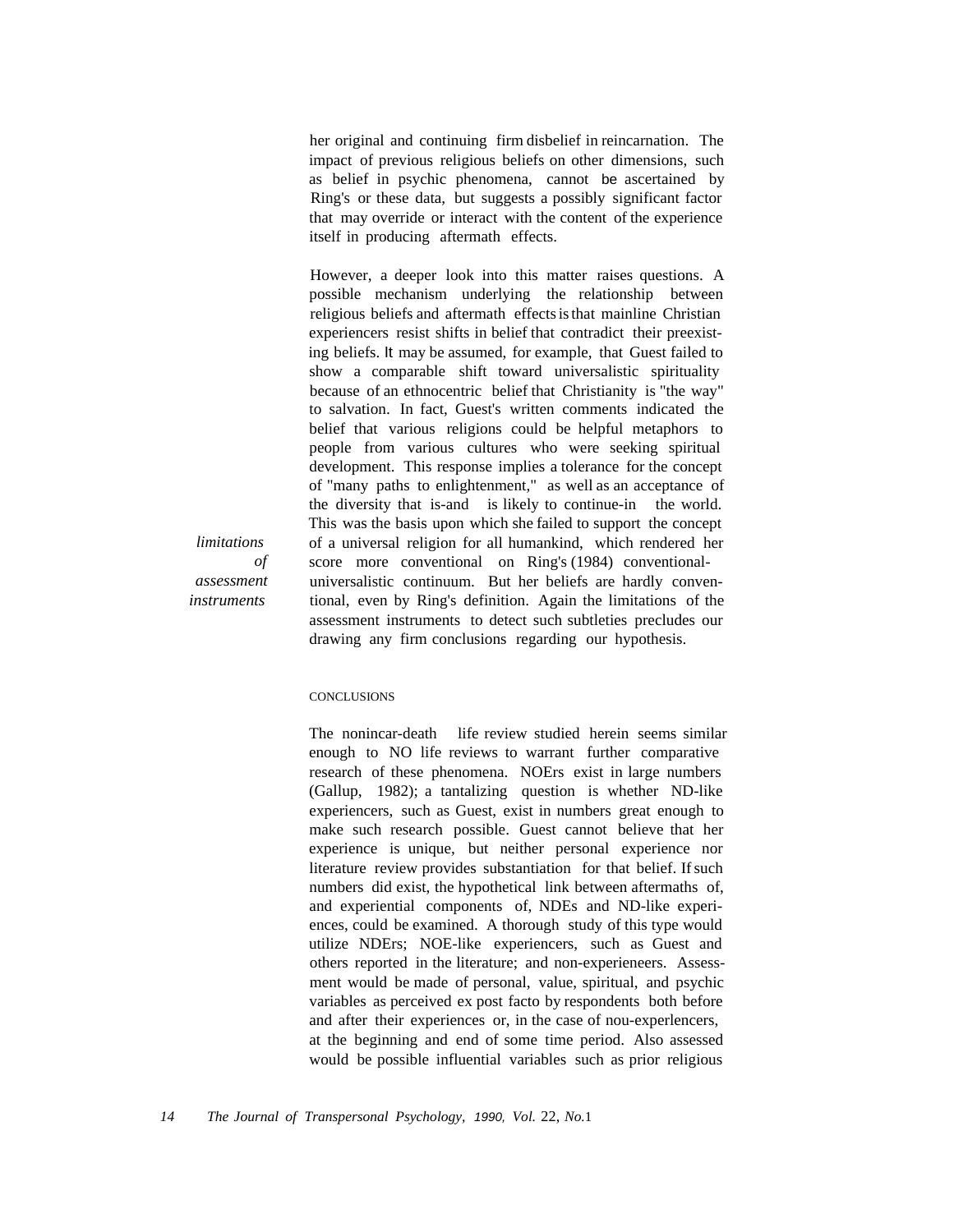her original and continuing firm disbelief in reincarnation. The impact of previous religious beliefs on other dimensions, such as belief in psychic phenomena, cannot be ascertained by Ring's or these data, but suggests a possibly significant factor that may override or interact with the content of the experience itself in producing aftermath effects.

However, a deeper look into this matter raises questions. A possible mechanism underlying the relationship between religious beliefs and aftermath effects is that mainline Christian experiencers resist shifts in belief that contradict their preexisting beliefs. It may be assumed, for example, that Guest failed to show a comparable shift toward universalistic spirituality because of an ethnocentric belief that Christianity is "the way" to salvation. In fact, Guest's written comments indicated the belief that various religions could be helpful metaphors to people from various cultures who were seeking spiritual development. This response implies a tolerance for the concept of "many paths to enlightenment," as well as an acceptance of the diversity that is-and is likely to continue-in the world. This was the basis upon which she failed to support the concept of a universal religion for all humankind, which rendered her score more conventional on Ring's (1984) conventional-universalistic continuum. But her beliefs are hardly conventional, even by Ring's definition. Again the limitations of the assessment instruments to detect such subtleties precludes our drawing any firm conclusions regarding our hypothesis.

*limitations of assessment instruments*

## CONCLUSIONS

The nonincar-death life review studied herein seems similar enough to NO life reviews to warrant further comparative research of these phenomena. NOErs exist in large numbers (Gallup, 1982); a tantalizing question is whether ND-like experiencers, such as Guest, exist in numbers great enough to make such research possible. Guest cannot believe that her experience is unique, but neither personal experience nor literature review provides substantiation for that belief. If such numbers did exist, the hypothetical link between aftermaths of, and experiential components of, NDEs and ND-like experiences, could be examined. A thorough study of this type would utilize NDErs; NOE-like experiencers, such as Guest and others reported in the literature; and non-experieneers. Assessment would be made of personal, value, spiritual, and psychic variables as perceived ex post facto by respondents both before and after their experiences or, in the case of nou-experlencers, at the beginning and end of some time period. Also assessed would be possible influential variables such as prior religious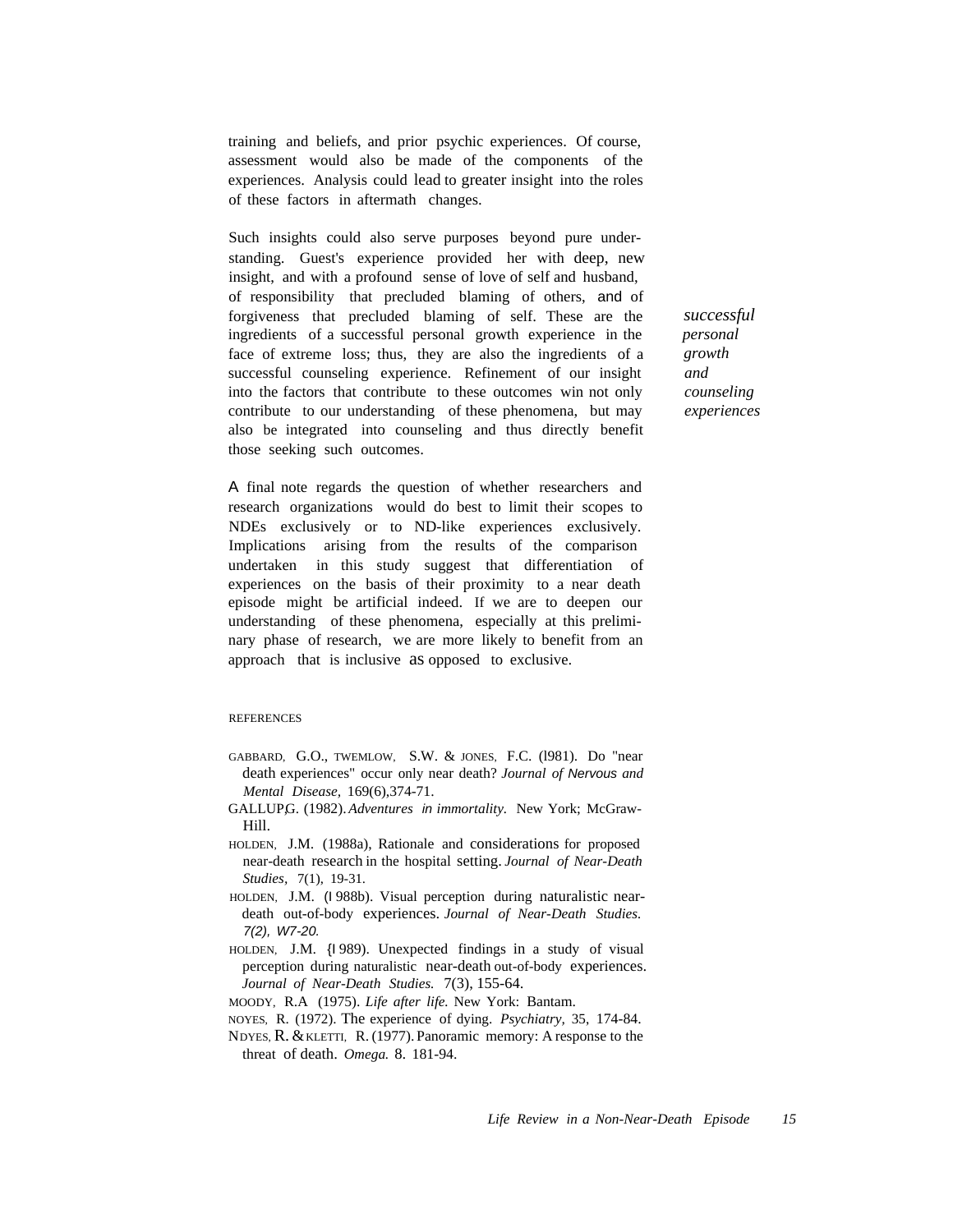training and beliefs, and prior psychic experiences. Of course, assessment would also be made of the components of the experiences. Analysis could lead to greater insight into the roles of these factors in aftermath changes.

Such insights could also serve purposes beyond pure understanding. Guest's experience provided her with deep, new insight, and with a profound sense of love of self and husband, of responsibility that precluded blaming of others, and of forgiveness that precluded blaming of self. These are the ingredients of a successful personal growth experience in the face of extreme loss; thus, they are also the ingredients of a successful counseling experience. Refinement of our insight into the factors that contribute to these outcomes win not only contribute to our understanding of these phenomena, but may also be integrated into counseling and thus directly benefit those seeking such outcomes.

*successful personal growth and counseling experiences*

A final note regards the question of whether researchers and research organizations would do best to limit their scopes to NDEs exclusively or to ND-like experiences exclusively. Implications arising from the results of the comparison undertaken in this study suggest that differentiation of experiences on the basis of their proximity to a near death episode might be artificial indeed. If we are to deepen our understanding of these phenomena, especially at this preliminary phase of research, we are more likely to benefit from an approach that is inclusive as opposed to exclusive.

## REFERENCES

GABBARD, G.O., TWEMLOW, S.W. & JONES, F.C. (l981). Do "near death experiences" occur only near death? *Journal of Nervous and Mental Disease,* 169(6),374-71.

GALLUP,G. (1982). *Adventures in immortality.* New York; McGraw-Hill.

HOLDEN, J.M. (1988a), Rationale and considerations for proposed near-death research in the hospital setting. *Journal of Near-Death Studies*, 7(1), 19-31.

HOLDEN, J.M. (I 988b). Visual perception during naturalistic near-death out-of-body experiences. *Journal of Near-Death Studies. 7(2), W7-20.*

HOLDEN, J.M. {I 989). Unexpected findings in a study of visual perception during naturalistic near-death out-of-body experiences. *Journal of Near-Death Studies.* 7(3), 155-64.

MOODY, R.A (1975). *Life after life.* New York: Bantam.

NOYES, R. (1972). The experience of dying. *Psychiatry,* 35, 174-84.

NDYES, R. & KLETTI, R. (1977). Panoramic memory: A response to the threat of death. *Omega.* 8. 181-94.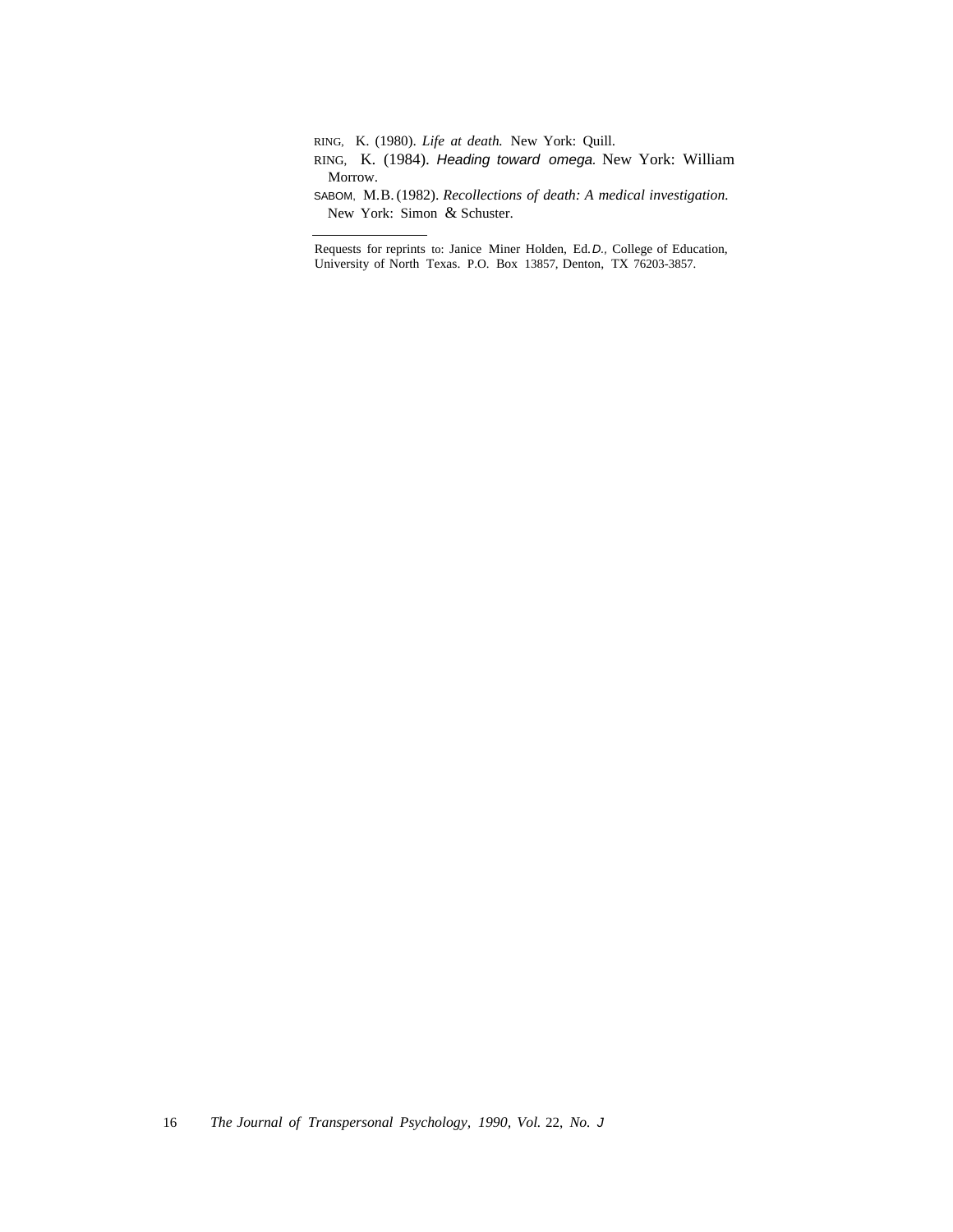RING, K. (1980). *Life at death.* New York: Quill.

RING, K. (1984). *Heading toward omega.* New York: William Morrow.

SABOM, M.B. (1982). *Recollections of death: A medical investigation.* New York: Simon & Schuster.

---

Requests for reprints to: Janice Miner Holden, Ed.D., College of Education, University of North Texas. P.O. Box 13857, Denton, TX 76203-3857.